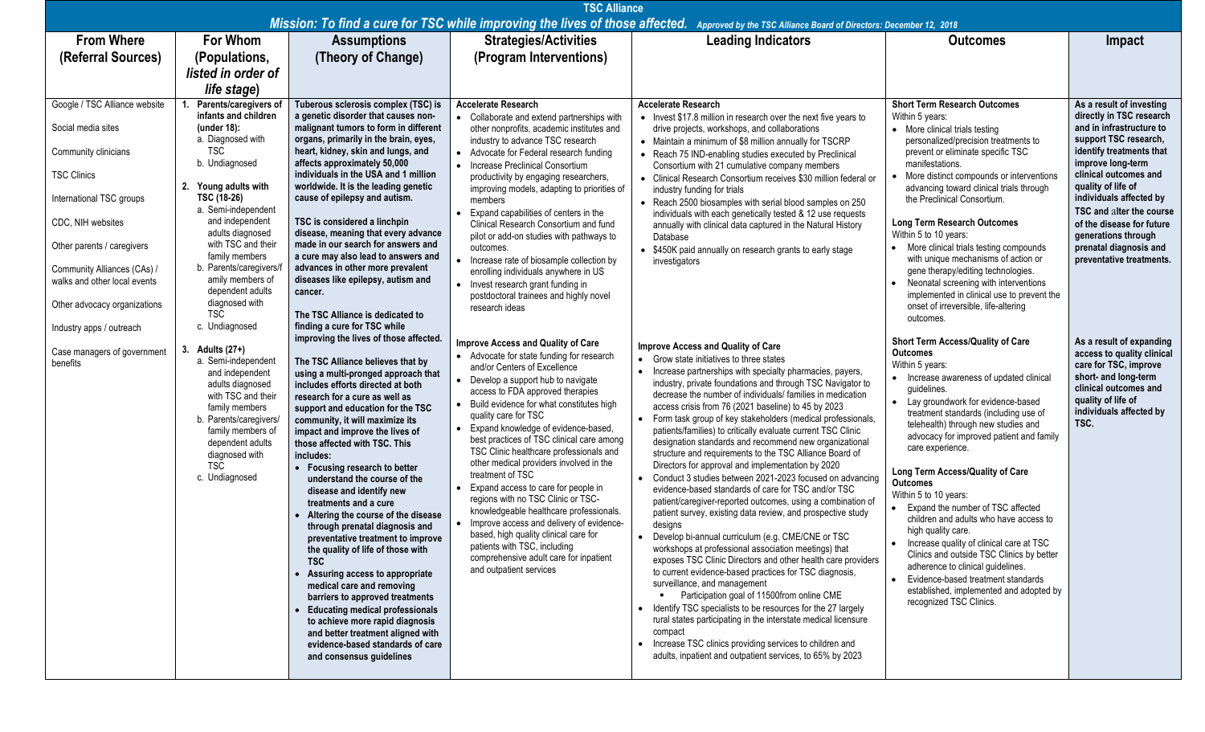# TSC Alliance

***Mission: To find a cure for TSC while improving the lives of those affected.*** *Approved by the TSC Alliance Board of Directors: December 12, 2018*

| From Where (Referral Sources) | For Whom (Populations, *listed in order of life stage*) | Assumptions (Theory of Change) | Strategies/Activities (Program Interventions) | Leading Indicators | Outcomes | Impact |
|---|---|---|---|---|---|---|
| Google / TSC Alliance website<br><br>Social media sites<br><br>Community clinicians<br><br>TSC Clinics<br><br>International TSC groups<br><br>CDC, NIH websites<br><br>Other parents / caregivers<br><br>Community Alliances (CAs) / walks and other local events<br><br>Other advocacy organizations<br><br>Industry apps / outreach<br><br>Case managers of government benefits | **1. Parents/caregivers of infants and children (under 18):**<br>a. Diagnosed with TSC<br>b. Undiagnosed<br><br>**2. Young adults with TSC (18-26)**<br>a. Semi-independent and independent adults diagnosed with TSC and their family members<br>b. Parents/caregivers/family members of dependent adults diagnosed with TSC<br>c. Undiagnosed<br><br>**3. Adults (27+)**<br>a. Semi-independent and independent adults diagnosed with TSC and their family members<br>b. Parents/caregivers/family members of dependent adults diagnosed with TSC<br>c. Undiagnosed | **Tuberous sclerosis complex (TSC) is a genetic disorder that causes non-malignant tumors to form in different organs, primarily in the brain, eyes, heart, kidney, skin and lungs, and affects approximately 50,000 individuals in the USA and 1 million worldwide. It is the leading genetic cause of epilepsy and autism.**<br><br>**TSC is considered a linchpin disease, meaning that every advance made in our search for answers and a cure may also lead to answers and advances in other more prevalent diseases like epilepsy, autism and cancer.**<br><br>**The TSC Alliance is dedicated to finding a cure for TSC while improving the lives of those affected.**<br><br>**The TSC Alliance believes that by using a multi-pronged approach that includes efforts directed at both research for a cure as well as support and education for the TSC community, it will maximize its impact and improve the lives of those affected with TSC. This includes:**<br>• **Focusing research to better understand the course of the disease and identify new treatments and a cure**<br>• **Altering the course of the disease through prenatal diagnosis and preventative treatment to improve the quality of life of those with TSC**<br>• **Assuring access to appropriate medical care and removing barriers to approved treatments**<br>• **Educating medical professionals to achieve more rapid diagnosis and better treatment aligned with evidence-based standards of care and consensus guidelines** | **Accelerate Research**<br>• Collaborate and extend partnerships with other nonprofits, academic institutes and industry to advance TSC research<br>• Advocate for Federal research funding<br>• Increase Preclinical Consortium productivity by engaging researchers, improving models, adapting to priorities of members<br>• Expand capabilities of centers in the Clinical Research Consortium and fund pilot or add-on studies with pathways to outcomes.<br>• Increase rate of biosample collection by enrolling individuals anywhere in US<br>• Invest research grant funding in postdoctoral trainees and highly novel research ideas<br><br>**Improve Access and Quality of Care**<br>• Advocate for state funding for research and/or Centers of Excellence<br>• Develop a support hub to navigate access to FDA approved therapies<br>• Build evidence for what constitutes high quality care for TSC<br>• Expand knowledge of evidence-based, best practices of TSC clinical care among TSC Clinic healthcare professionals and other medical providers involved in the treatment of TSC<br>• Expand access to care for people in regions with no TSC Clinic or TSC-knowledgeable healthcare professionals.<br>• Improve access and delivery of evidence-based, high quality clinical care for patients with TSC, including comprehensive adult care for inpatient and outpatient services | **Accelerate Research**<br>• Invest $17.8 million in research over the next five years to drive projects, workshops, and collaborations<br>• Maintain a minimum of $8 million annually for TSCRP<br>• Reach 75 IND-enabling studies executed by Preclinical Consortium with 21 cumulative company members<br>• Clinical Research Consortium receives $30 million federal or industry funding for trials<br>• Reach 2500 biosamples with serial blood samples on 250 individuals with each genetically tested & 12 use requests annually with clinical data captured in the Natural History Database<br>• $450K paid annually on research grants to early stage investigators<br><br>**Improve Access and Quality of Care**<br>• Grow state initiatives to three states<br>• Increase partnerships with specialty pharmacies, payers, industry, private foundations and through TSC Navigator to decrease the number of individuals/ families in medication access crisis from 76 (2021 baseline) to 45 by 2023<br>• Form task group of key stakeholders (medical professionals, patients/families) to critically evaluate current TSC Clinic designation standards and recommend new organizational structure and requirements to the TSC Alliance Board of Directors for approval and implementation by 2020<br>• Conduct 3 studies between 2021-2023 focused on advancing evidence-based standards of care for TSC and/or TSC patient/caregiver-reported outcomes, using a combination of patient survey, existing data review, and prospective study designs<br>• Develop bi-annual curriculum (e.g. CME/CNE or TSC workshops at professional association meetings) that exposes TSC Clinic Directors and other health care providers to current evidence-based practices for TSC diagnosis, surveillance, and management<br>  ▪ Participation goal of 11500from online CME<br>• Identify TSC specialists to be resources for the 27 largely rural states participating in the interstate medical licensure compact<br>• Increase TSC clinics providing services to children and adults, inpatient and outpatient services, to 65% by 2023 | **Short Term Research Outcomes**<br>Within 5 years:<br>• More clinical trials testing personalized/precision treatments to prevent or eliminate specific TSC manifestations.<br>• More distinct compounds or interventions advancing toward clinical trials through the Preclinical Consortium.<br><br>**Long Term Research Outcomes**<br>Within 5 to 10 years:<br>• More clinical trials testing compounds with unique mechanisms of action or gene therapy/editing technologies.<br>• Neonatal screening with interventions implemented in clinical use to prevent the onset of irreversible, life-altering outcomes.<br><br>**Short Term Access/Quality of Care Outcomes**<br>Within 5 years:<br>• Increase awareness of updated clinical guidelines.<br>• Lay groundwork for evidence-based treatment standards (including use of telehealth) through new studies and advocacy for improved patient and family care experience.<br><br>**Long Term Access/Quality of Care Outcomes**<br>Within 5 to 10 years:<br>• Expand the number of TSC affected children and adults who have access to high quality care.<br>• Increase quality of clinical care at TSC Clinics and outside TSC Clinics by better adherence to clinical guidelines.<br>• Evidence-based treatment standards established, implemented and adopted by recognized TSC Clinics. | **As a result of investing directly in TSC research and in infrastructure to support TSC research, identify treatments that improve long-term clinical outcomes and quality of life of individuals affected by TSC and alter the course of the disease for future generations through prenatal diagnosis and preventative treatments.**<br><br>**As a result of expanding access to quality clinical care for TSC, improve short- and long-term clinical outcomes and quality of life of individuals affected by TSC.** |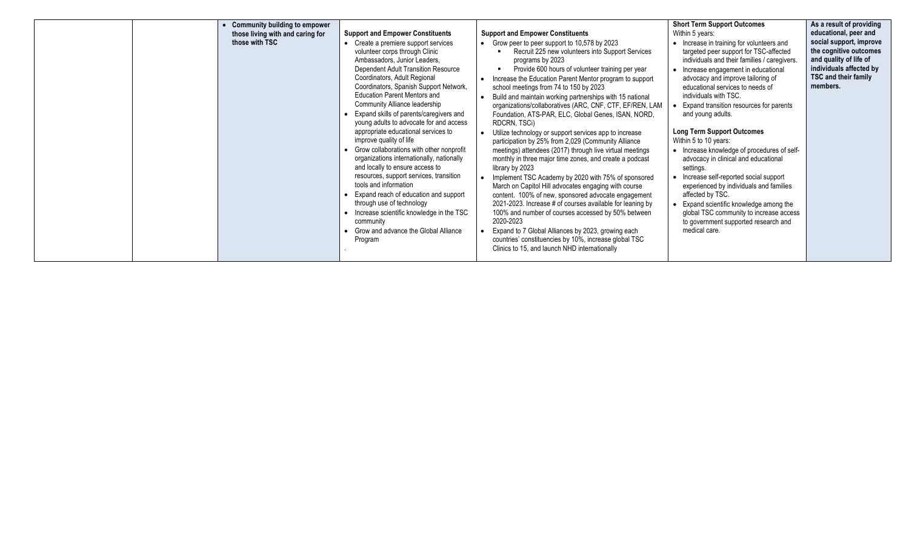| | | | | | | |
|---|---|---|---|---|---|---|
| | | • **Community building to empower those living with and caring for those with TSC** | **Support and Empower Constituents**<br>• Create a premiere support services volunteer corps through Clinic Ambassadors, Junior Leaders, Dependent Adult Transition Resource Coordinators, Adult Regional Coordinators, Spanish Support Network, Education Parent Mentors and Community Alliance leadership<br>• Expand skills of parents/caregivers and young adults to advocate for and access appropriate educational services to improve quality of life<br>• Grow collaborations with other nonprofit organizations internationally, nationally and locally to ensure access to resources, support services, transition tools and information<br>• Expand reach of education and support through use of technology<br>• Increase scientific knowledge in the TSC community<br>• Grow and advance the Global Alliance Program<br>. | **Support and Empower Constituents**<br>• Grow peer to peer support to 10,578 by 2023<br>▪ Recruit 225 new volunteers into Support Services programs by 2023<br>▪ Provide 600 hours of volunteer training per year<br>• Increase the Education Parent Mentor program to support school meetings from 74 to 150 by 2023<br>• Build and maintain working partnerships with 15 national organizations/collaboratives (ARC, CNF, CTF, EF/REN, LAM Foundation, ATS-PAR, ELC, Global Genes, ISAN, NORD, RDCRN, TSCi)<br>• Utilize technology or support services app to increase participation by 25% from 2,029 (Community Alliance meetings) attendees (2017) through live virtual meetings monthly in three major time zones, and create a podcast library by 2023<br>• Implement TSC Academy by 2020 with 75% of sponsored March on Capitol Hill advocates engaging with course content. 100% of new, sponsored advocate engagement 2021-2023. Increase # of courses available for leaning by 100% and number of courses accessed by 50% between 2020-2023<br>• Expand to 7 Global Alliances by 2023, growing each countries' constituencies by 10%, increase global TSC Clinics to 15, and launch NHD internationally | **Short Term Support Outcomes**<br>Within 5 years:<br>• Increase in training for volunteers and targeted peer support for TSC-affected individuals and their families / caregivers.<br>• Increase engagement in educational advocacy and improve tailoring of educational services to needs of individuals with TSC.<br>• Expand transition resources for parents and young adults.<br><br>**Long Term Support Outcomes**<br>Within 5 to 10 years:<br>• Increase knowledge of procedures of self-advocacy in clinical and educational settings.<br>• Increase self-reported social support experienced by individuals and families affected by TSC.<br>• Expand scientific knowledge among the global TSC community to increase access to government supported research and medical care. | **As a result of providing educational, peer and social support, improve the cognitive outcomes and quality of life of individuals affected by TSC and their family members.** |